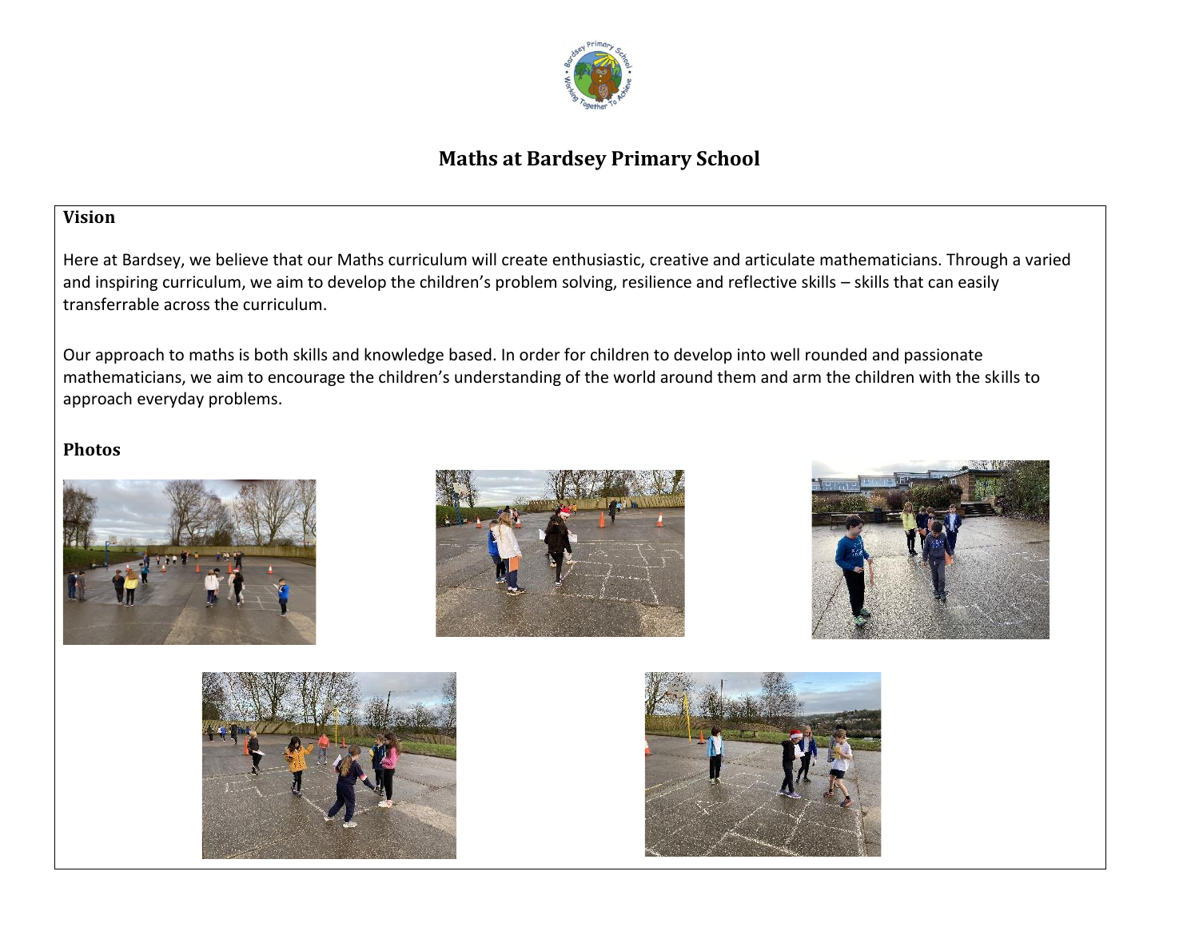# Maths at Bardsey Primary School

## Vision

Here at Bardsey, we believe that our Maths curriculum will create enthusiastic, creative and articulate mathematicians. Through a varied and inspiring curriculum, we aim to develop the children's problem solving, resilience and reflective skills – skills that can easily transferrable across the curriculum.

Our approach to maths is both skills and knowledge based. In order for children to develop into well rounded and passionate mathematicians, we aim to encourage the children's understanding of the world around them and arm the children with the skills to approach everyday problems.

## Photos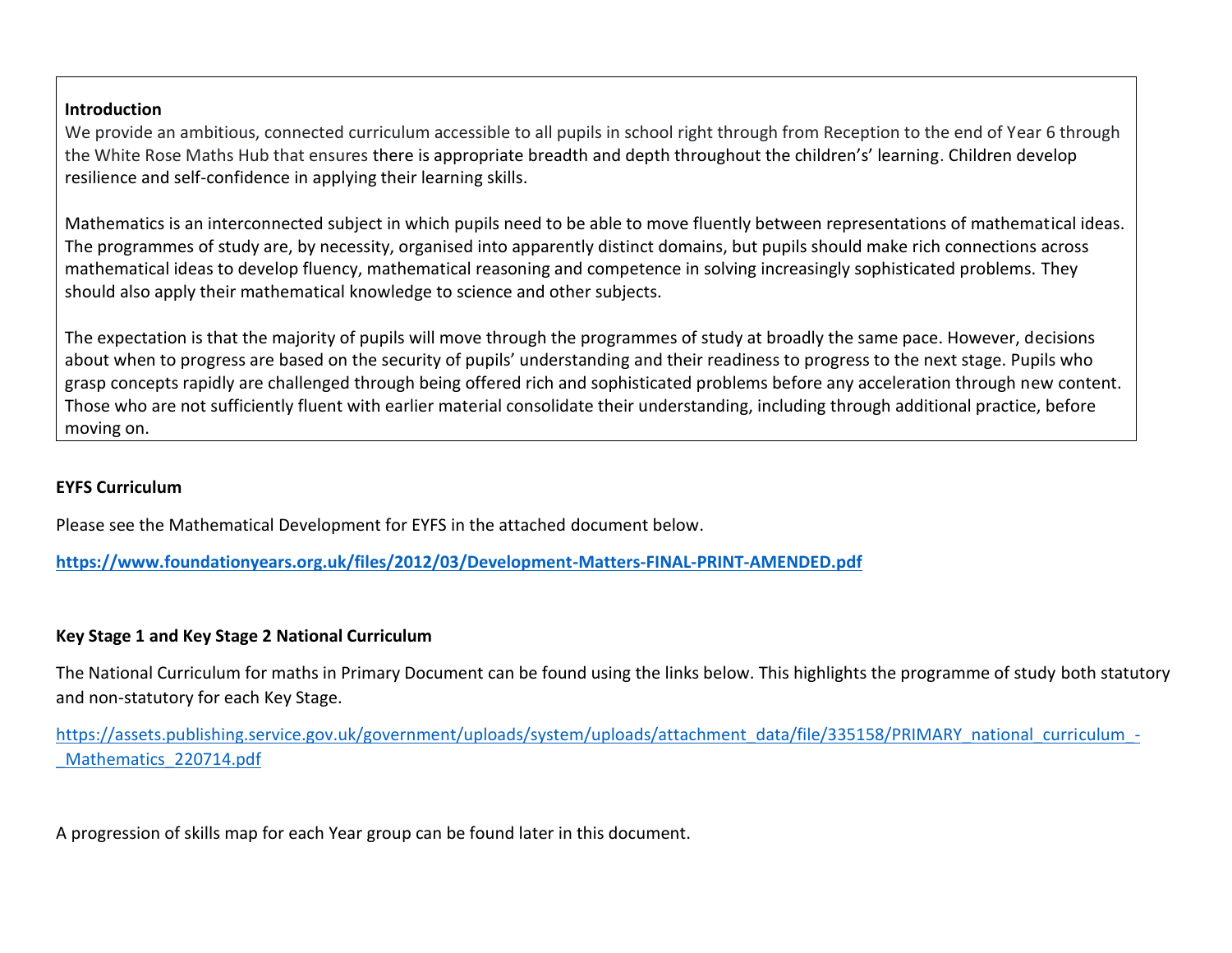**Introduction**

We provide an ambitious, connected curriculum accessible to all pupils in school right through from Reception to the end of Year 6 through the White Rose Maths Hub that ensures there is appropriate breadth and depth throughout the children's' learning. Children develop resilience and self-confidence in applying their learning skills.

Mathematics is an interconnected subject in which pupils need to be able to move fluently between representations of mathematical ideas. The programmes of study are, by necessity, organised into apparently distinct domains, but pupils should make rich connections across mathematical ideas to develop fluency, mathematical reasoning and competence in solving increasingly sophisticated problems. They should also apply their mathematical knowledge to science and other subjects.

The expectation is that the majority of pupils will move through the programmes of study at broadly the same pace. However, decisions about when to progress are based on the security of pupils' understanding and their readiness to progress to the next stage. Pupils who grasp concepts rapidly are challenged through being offered rich and sophisticated problems before any acceleration through new content. Those who are not sufficiently fluent with earlier material consolidate their understanding, including through additional practice, before moving on.

**EYFS Curriculum**

Please see the Mathematical Development for EYFS in the attached document below.

**https://www.foundationyears.org.uk/files/2012/03/Development-Matters-FINAL-PRINT-AMENDED.pdf**

**Key Stage 1 and Key Stage 2 National Curriculum**

The National Curriculum for maths in Primary Document can be found using the links below. This highlights the programme of study both statutory and non-statutory for each Key Stage.

https://assets.publishing.service.gov.uk/government/uploads/system/uploads/attachment_data/file/335158/PRIMARY_national_curriculum_-_Mathematics_220714.pdf

A progression of skills map for each Year group can be found later in this document.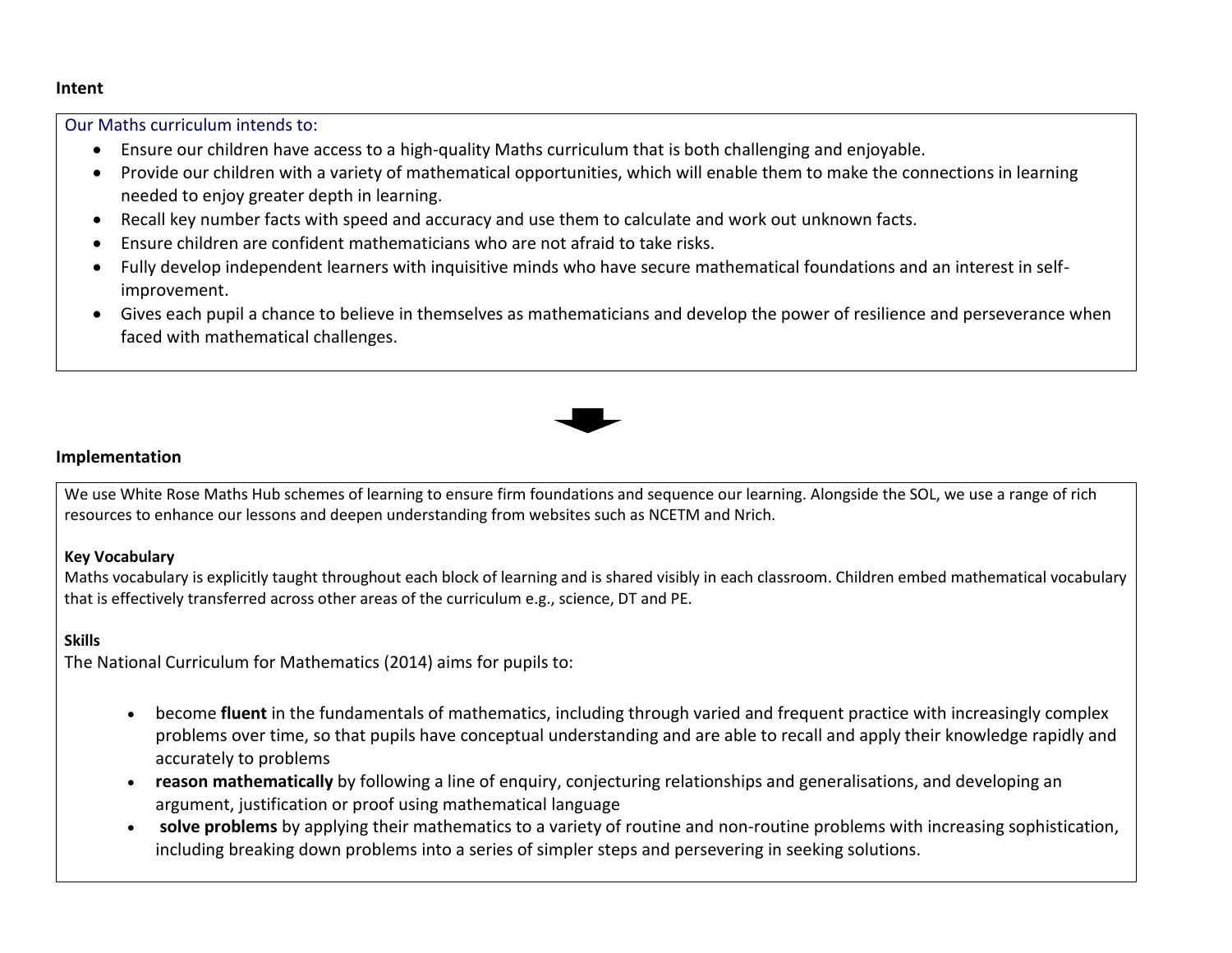**Intent**

Our Maths curriculum intends to:

- Ensure our children have access to a high-quality Maths curriculum that is both challenging and enjoyable.
- Provide our children with a variety of mathematical opportunities, which will enable them to make the connections in learning needed to enjoy greater depth in learning.
- Recall key number facts with speed and accuracy and use them to calculate and work out unknown facts.
- Ensure children are confident mathematicians who are not afraid to take risks.
- Fully develop independent learners with inquisitive minds who have secure mathematical foundations and an interest in self-improvement.
- Gives each pupil a chance to believe in themselves as mathematicians and develop the power of resilience and perseverance when faced with mathematical challenges.

**Implementation**

We use White Rose Maths Hub schemes of learning to ensure firm foundations and sequence our learning. Alongside the SOL, we use a range of rich resources to enhance our lessons and deepen understanding from websites such as NCETM and Nrich.

**Key Vocabulary**

Maths vocabulary is explicitly taught throughout each block of learning and is shared visibly in each classroom. Children embed mathematical vocabulary that is effectively transferred across other areas of the curriculum e.g., science, DT and PE.

**Skills**

The National Curriculum for Mathematics (2014) aims for pupils to:

- become **fluent** in the fundamentals of mathematics, including through varied and frequent practice with increasingly complex problems over time, so that pupils have conceptual understanding and are able to recall and apply their knowledge rapidly and accurately to problems
- **reason mathematically** by following a line of enquiry, conjecturing relationships and generalisations, and developing an argument, justification or proof using mathematical language
- **solve problems** by applying their mathematics to a variety of routine and non-routine problems with increasing sophistication, including breaking down problems into a series of simpler steps and persevering in seeking solutions.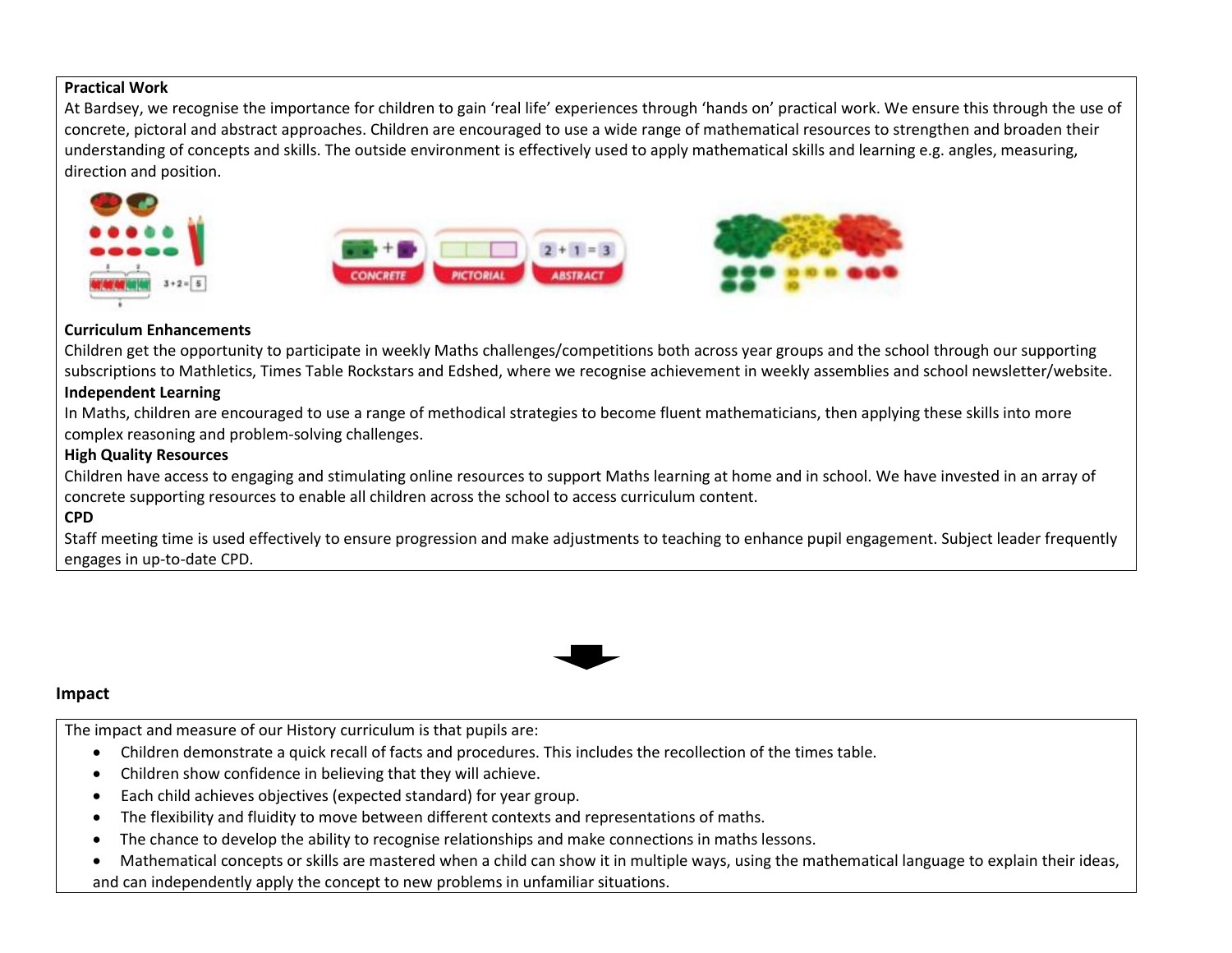**Practical Work**

At Bardsey, we recognise the importance for children to gain 'real life' experiences through 'hands on' practical work. We ensure this through the use of concrete, pictoral and abstract approaches. Children are encouraged to use a wide range of mathematical resources to strengthen and broaden their understanding of concepts and skills. The outside environment is effectively used to apply mathematical skills and learning e.g. angles, measuring, direction and position.

**Curriculum Enhancements**

Children get the opportunity to participate in weekly Maths challenges/competitions both across year groups and the school through our supporting subscriptions to Mathletics, Times Table Rockstars and Edshed, where we recognise achievement in weekly assemblies and school newsletter/website.

**Independent Learning**

In Maths, children are encouraged to use a range of methodical strategies to become fluent mathematicians, then applying these skills into more complex reasoning and problem-solving challenges.

**High Quality Resources**

Children have access to engaging and stimulating online resources to support Maths learning at home and in school. We have invested in an array of concrete supporting resources to enable all children across the school to access curriculum content.

**CPD**

Staff meeting time is used effectively to ensure progression and make adjustments to teaching to enhance pupil engagement. Subject leader frequently engages in up-to-date CPD.

## Impact

The impact and measure of our History curriculum is that pupils are:

- Children demonstrate a quick recall of facts and procedures. This includes the recollection of the times table.
- Children show confidence in believing that they will achieve.
- Each child achieves objectives (expected standard) for year group.
- The flexibility and fluidity to move between different contexts and representations of maths.
- The chance to develop the ability to recognise relationships and make connections in maths lessons.
- Mathematical concepts or skills are mastered when a child can show it in multiple ways, using the mathematical language to explain their ideas, and can independently apply the concept to new problems in unfamiliar situations.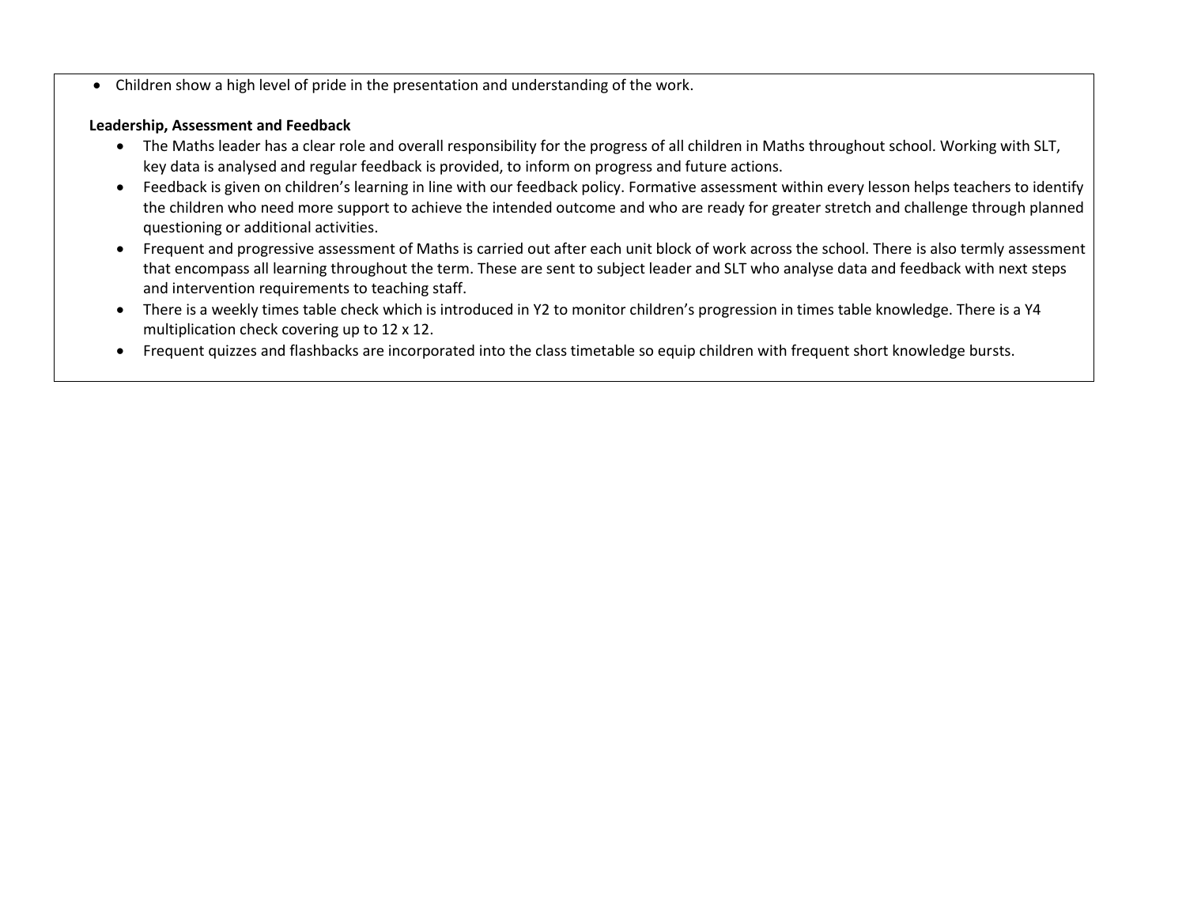- Children show a high level of pride in the presentation and understanding of the work.

**Leadership, Assessment and Feedback**

- The Maths leader has a clear role and overall responsibility for the progress of all children in Maths throughout school. Working with SLT, key data is analysed and regular feedback is provided, to inform on progress and future actions.
- Feedback is given on children's learning in line with our feedback policy. Formative assessment within every lesson helps teachers to identify the children who need more support to achieve the intended outcome and who are ready for greater stretch and challenge through planned questioning or additional activities.
- Frequent and progressive assessment of Maths is carried out after each unit block of work across the school. There is also termly assessment that encompass all learning throughout the term. These are sent to subject leader and SLT who analyse data and feedback with next steps and intervention requirements to teaching staff.
- There is a weekly times table check which is introduced in Y2 to monitor children's progression in times table knowledge. There is a Y4 multiplication check covering up to 12 x 12.
- Frequent quizzes and flashbacks are incorporated into the class timetable so equip children with frequent short knowledge bursts.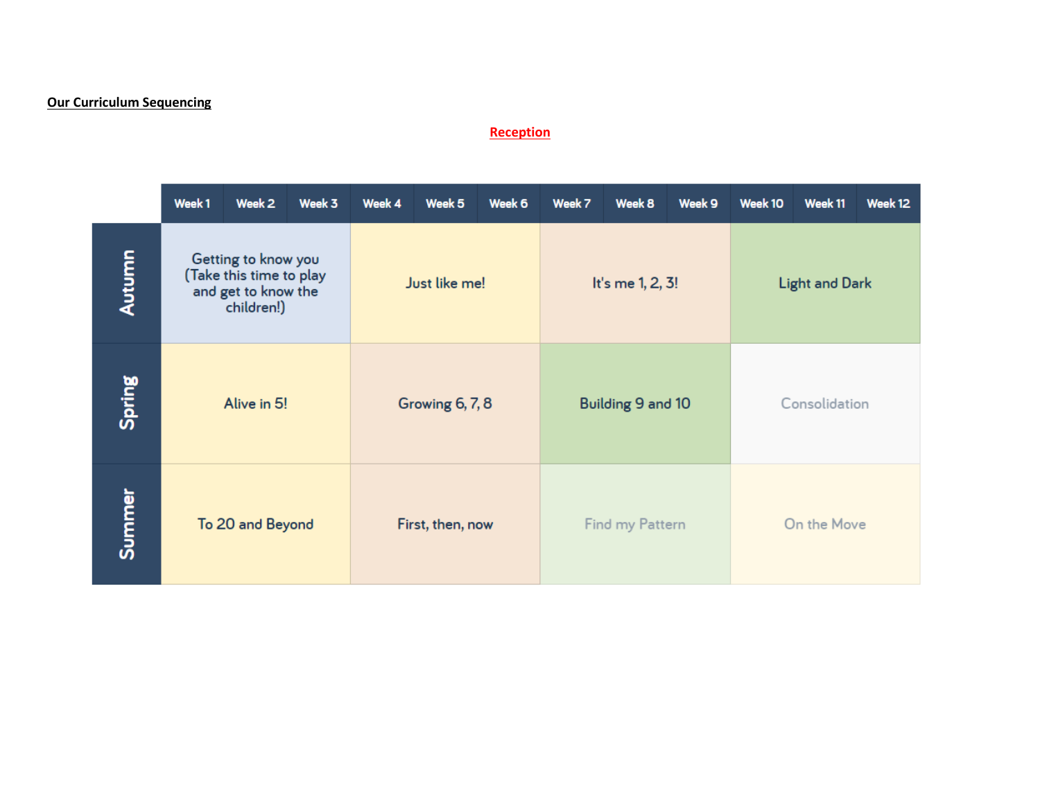**Our Curriculum Sequencing**

**Reception**

| | Week 1 | Week 2 | Week 3 | Week 4 | Week 5 | Week 6 | Week 7 | Week 8 | Week 9 | Week 10 | Week 11 | Week 12 |
|---|---|---|---|---|---|---|---|---|---|---|---|---|
| Autumn | Getting to know you (Take this time to play and get to know the children!) | | | Just like me! | | | It's me 1, 2, 3! | | | Light and Dark | | |
| Spring | Alive in 5! | | | Growing 6, 7, 8 | | | Building 9 and 10 | | | Consolidation | | |
| Summer | To 20 and Beyond | | | First, then, now | | | Find my Pattern | | | On the Move | | |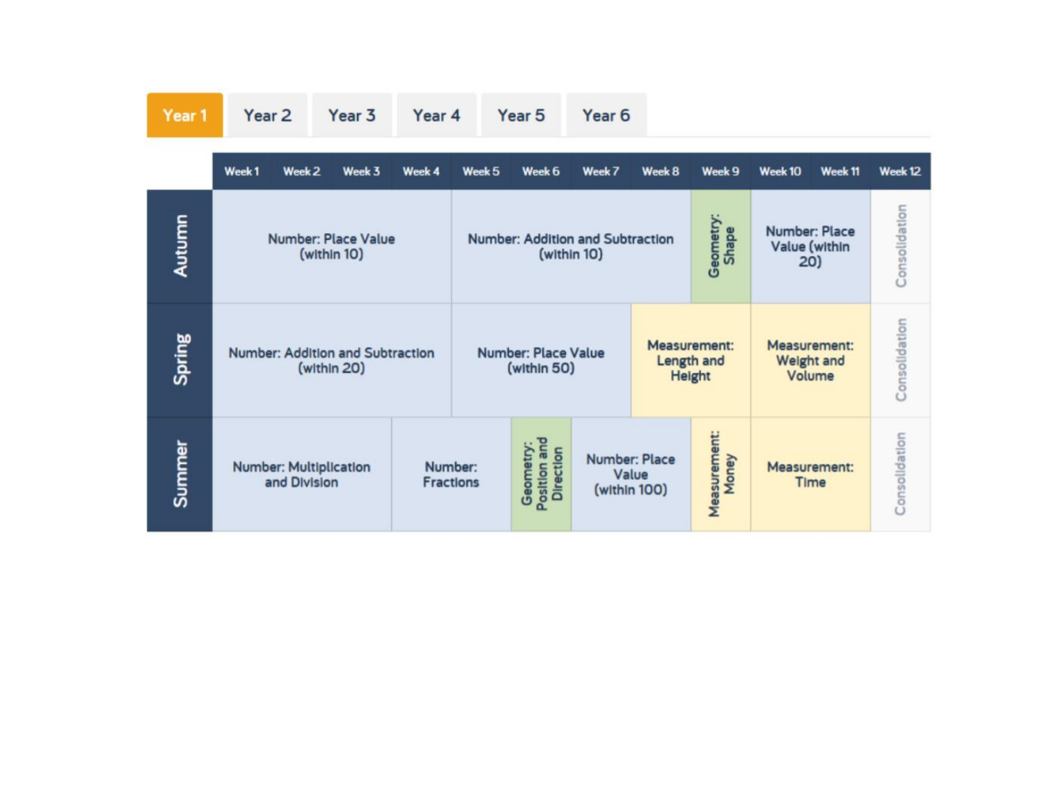Year 1 | Year 2 | Year 3 | Year 4 | Year 5 | Year 6

| | Week 1 | Week 2 | Week 3 | Week 4 | Week 5 | Week 6 | Week 7 | Week 8 | Week 9 | Week 10 | Week 11 | Week 12 |
|---|---|---|---|---|---|---|---|---|---|---|---|---|
| Autumn | Number: Place Value (within 10) | | | | Number: Addition and Subtraction (within 10) | | | | Geometry: Shape | Number: Place Value (within 20) | | Consolidation |
| Spring | Number: Addition and Subtraction (within 20) | | | | Number: Place Value (within 50) | | | Measurement: Length and Height | | Measurement: Weight and Volume | | Consolidation |
| Summer | Number: Multiplication and Division | | | Number: Fractions | | Geometry: Position and Direction | Number: Place Value (within 100) | | Measurement: Money | Measurement: Time | | Consolidation |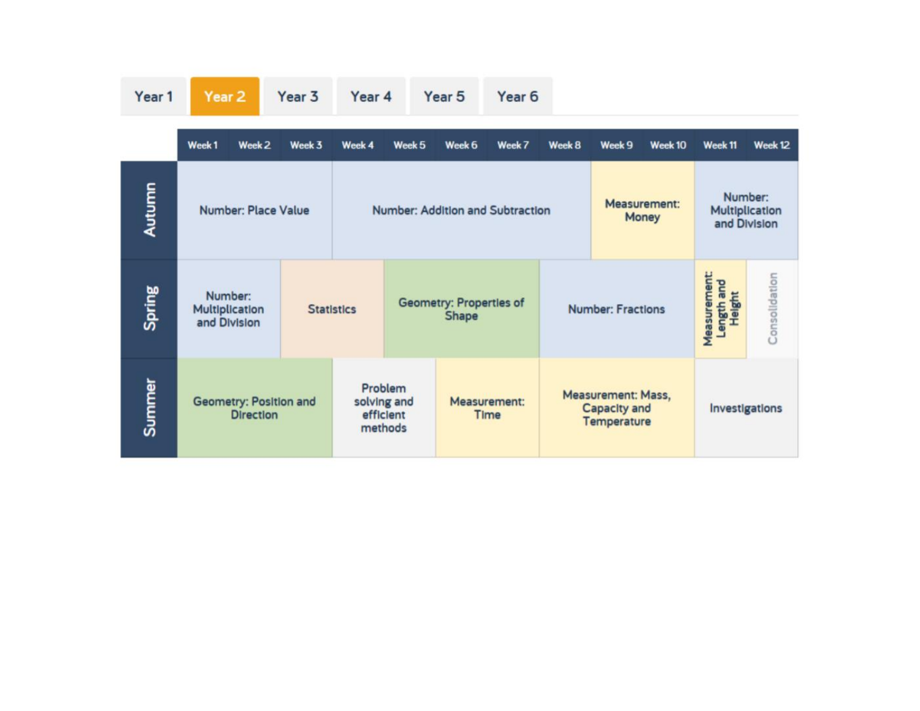Year 1 | **Year 2** | Year 3 | Year 4 | Year 5 | Year 6

| | Week 1 | Week 2 | Week 3 | Week 4 | Week 5 | Week 6 | Week 7 | Week 8 | Week 9 | Week 10 | Week 11 | Week 12 |
|---|---|---|---|---|---|---|---|---|---|---|---|---|
| **Autumn** | Number: Place Value | | | Number: Addition and Subtraction | | | | | Measurement: Money | | Number: Multiplication and Division | |
| **Spring** | Number: Multiplication and Division | | Statistics | | Geometry: Properties of Shape | | | Number: Fractions | | | Measurement: Length and Height | Consolidation |
| **Summer** | Geometry: Position and Direction | | | Problem solving and efficient methods | | Measurement: Time | | Measurement: Mass, Capacity and Temperature | | | Investigations | |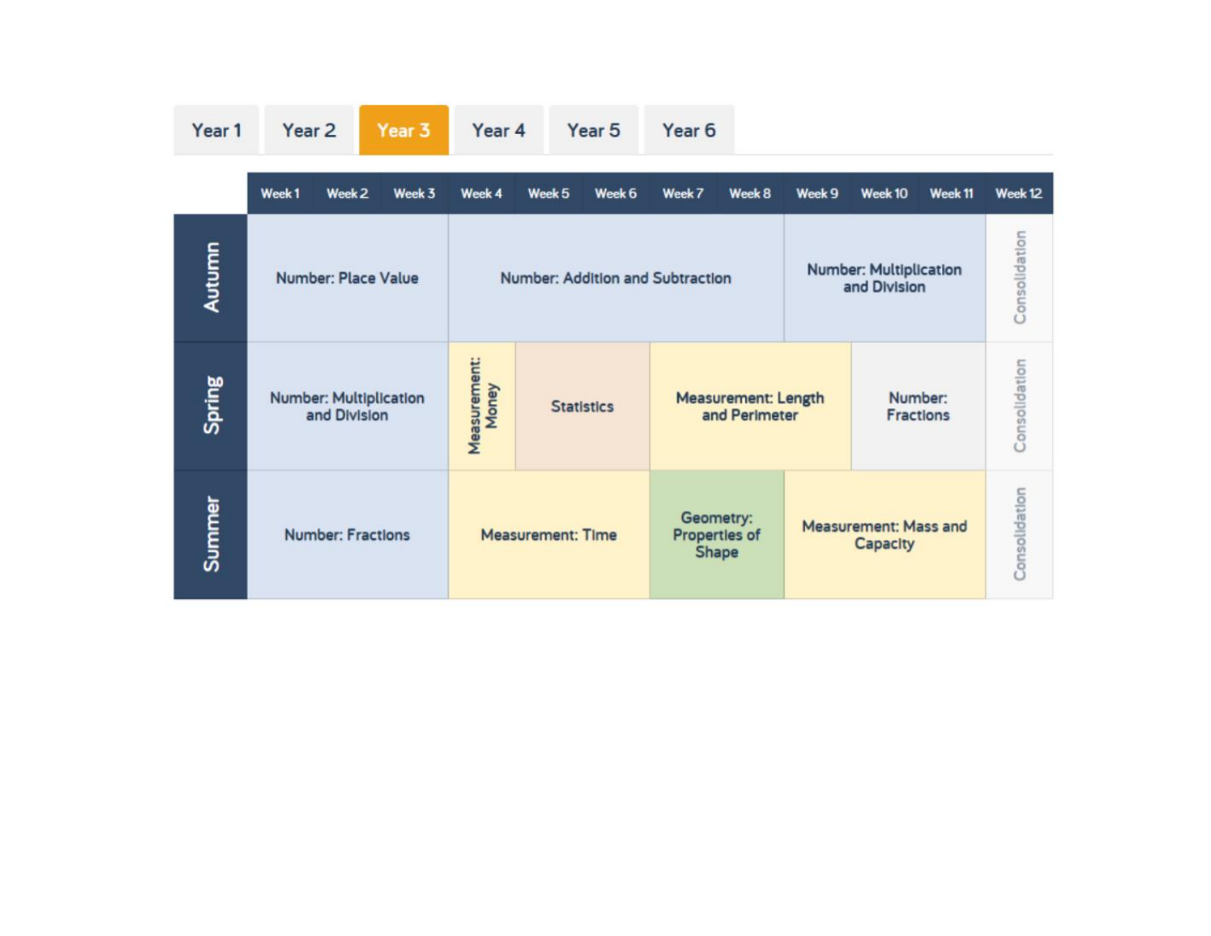Year 1 | Year 2 | **Year 3** | Year 4 | Year 5 | Year 6

| | Week 1 | Week 2 | Week 3 | Week 4 | Week 5 | Week 6 | Week 7 | Week 8 | Week 9 | Week 10 | Week 11 | Week 12 |
|---|---|---|---|---|---|---|---|---|---|---|---|---|
| Autumn | Number: Place Value | | | Number: Addition and Subtraction | | | | | Number: Multiplication and Division | | | Consolidation |
| Spring | Number: Multiplication and Division | | | Measurement: Money | Statistics | | Measurement: Length and Perimeter | | | Number: Fractions | | Consolidation |
| Summer | Number: Fractions | | | Measurement: Time | | | Geometry: Properties of Shape | | Measurement: Mass and Capacity | | | Consolidation |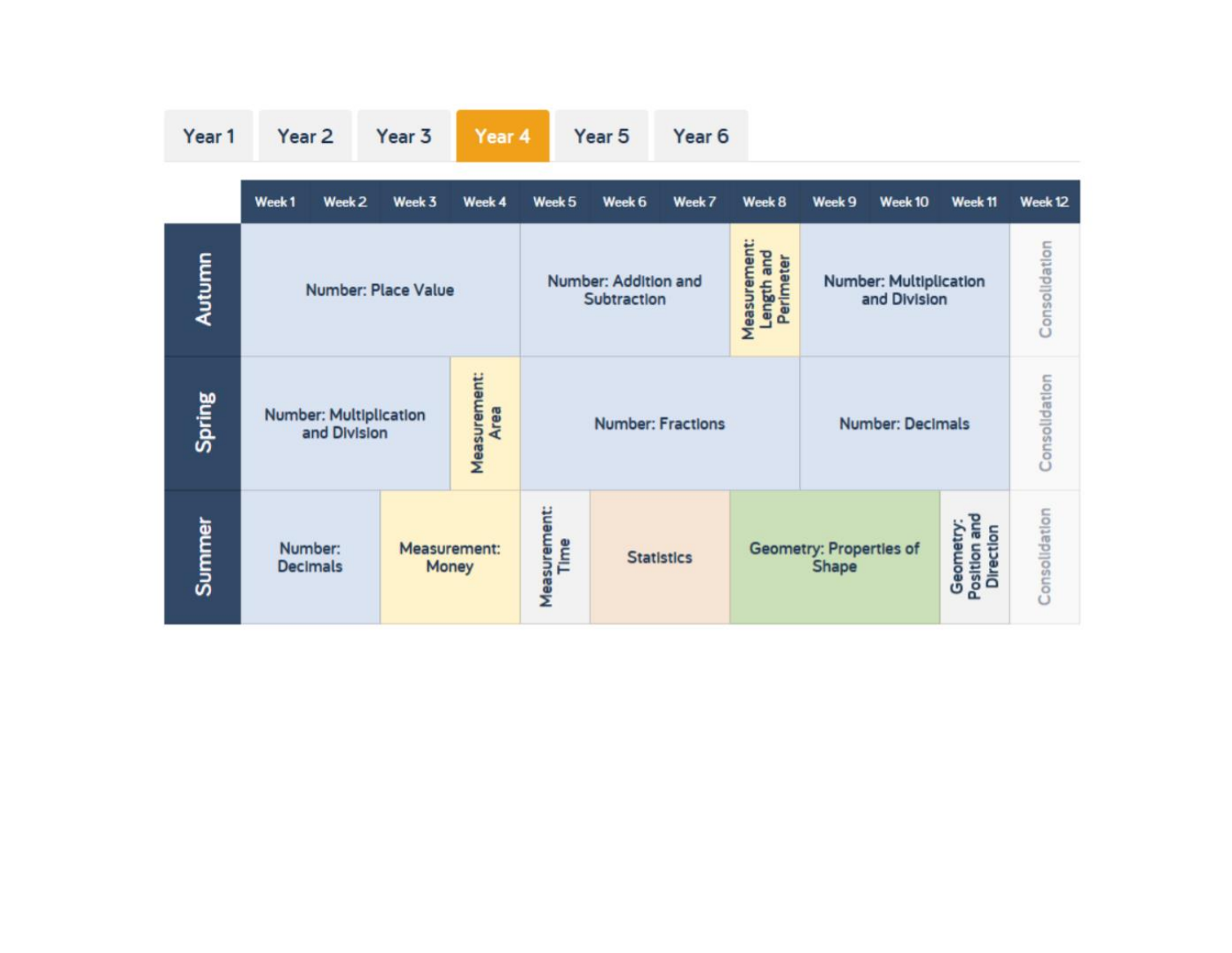Year 1 | Year 2 | Year 3 | **Year 4** | Year 5 | Year 6

| | Week 1 | Week 2 | Week 3 | Week 4 | Week 5 | Week 6 | Week 7 | Week 8 | Week 9 | Week 10 | Week 11 | Week 12 |
|---|---|---|---|---|---|---|---|---|---|---|---|---|
| **Autumn** | Number: Place Value | | | | Number: Addition and Subtraction | | | Measurement: Length and Perimeter | Number: Multiplication and Division | | | Consolidation |
| **Spring** | Number: Multiplication and Division | | | Measurement: Area | Number: Fractions | | | | Number: Decimals | | | Consolidation |
| **Summer** | Number: Decimals | | Measurement: Money | | Measurement: Time | Statistics | | Geometry: Properties of Shape | | | Geometry: Position and Direction | Consolidation |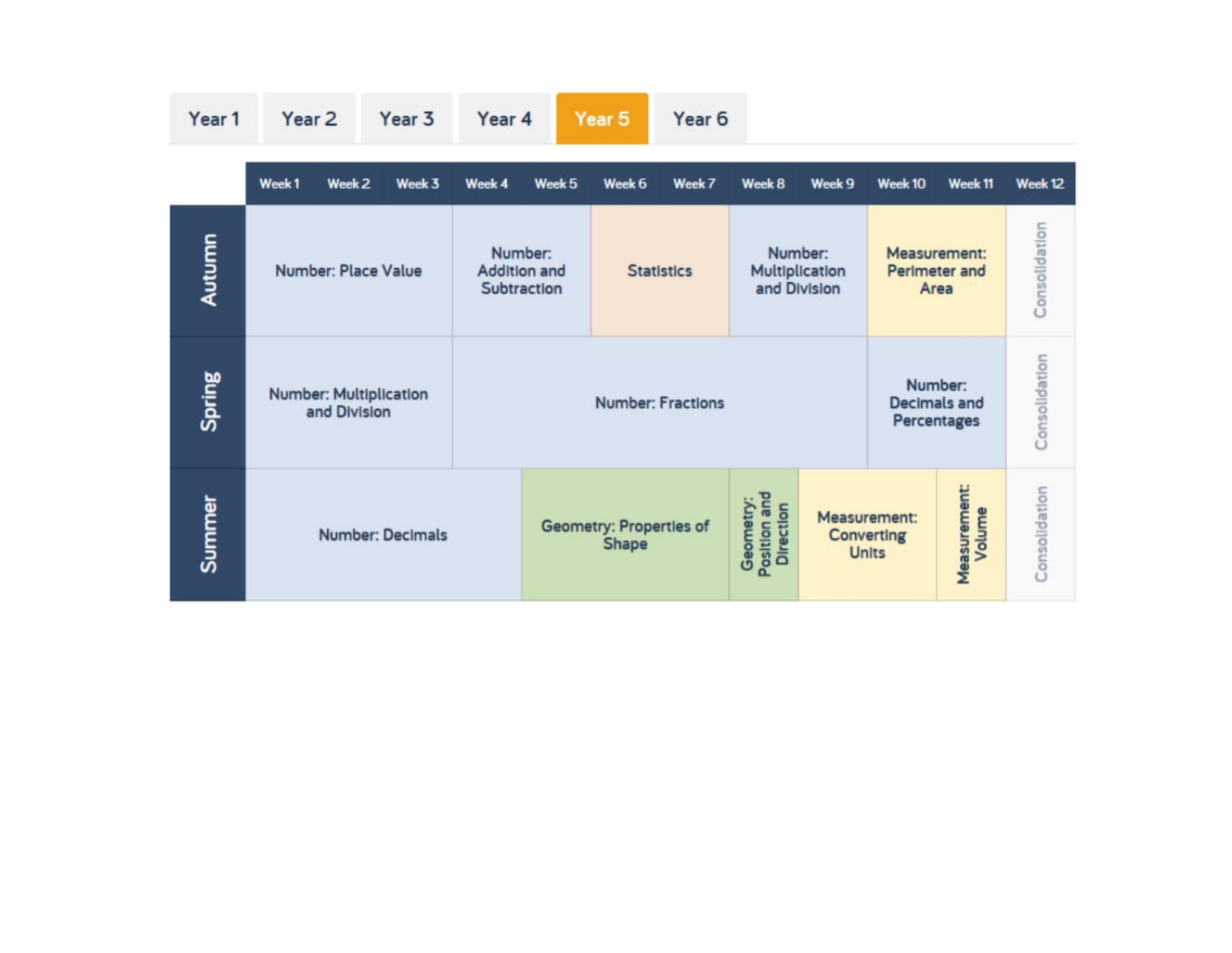Year 1 | Year 2 | Year 3 | Year 4 | **Year 5** | Year 6

| | Week 1 | Week 2 | Week 3 | Week 4 | Week 5 | Week 6 | Week 7 | Week 8 | Week 9 | Week 10 | Week 11 | Week 12 |
|---|---|---|---|---|---|---|---|---|---|---|---|---|
| **Autumn** | Number: Place Value | | | Number: Addition and Subtraction | | Statistics | | Number: Multiplication and Division | | Measurement: Perimeter and Area | | Consolidation |
| **Spring** | Number: Multiplication and Division | | | Number: Fractions | | | | | | Number: Decimals and Percentages | | Consolidation |
| **Summer** | Number: Decimals | | | | Geometry: Properties of Shape | | | Geometry: Position and Direction | Measurement: Converting Units | | Measurement: Volume | Consolidation |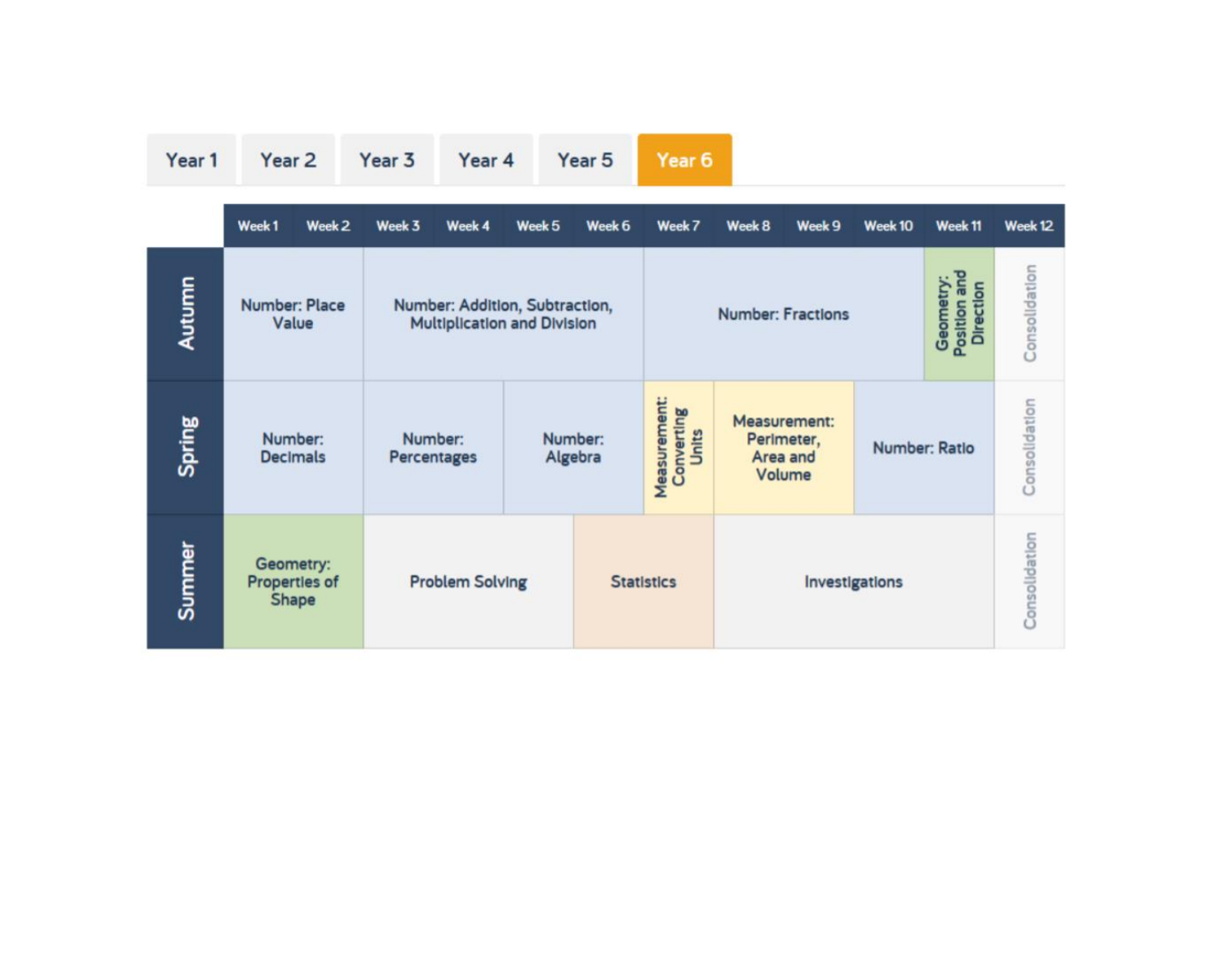Year 1 | Year 2 | Year 3 | Year 4 | Year 5 | **Year 6**

| | Week 1 | Week 2 | Week 3 | Week 4 | Week 5 | Week 6 | Week 7 | Week 8 | Week 9 | Week 10 | Week 11 | Week 12 |
|---|---|---|---|---|---|---|---|---|---|---|---|---|
| **Autumn** | Number: Place Value | | Number: Addition, Subtraction, Multiplication and Division | | | | Number: Fractions | | | | Geometry: Position and Direction | Consolidation |
| **Spring** | Number: Decimals | | Number: Percentages | | Number: Algebra | | Measurement: Converting Units | Measurement: Perimeter, Area and Volume | | Number: Ratio | | Consolidation |
| **Summer** | Geometry: Properties of Shape | | Problem Solving | | | Statistics | | Investigations | | | | Consolidation |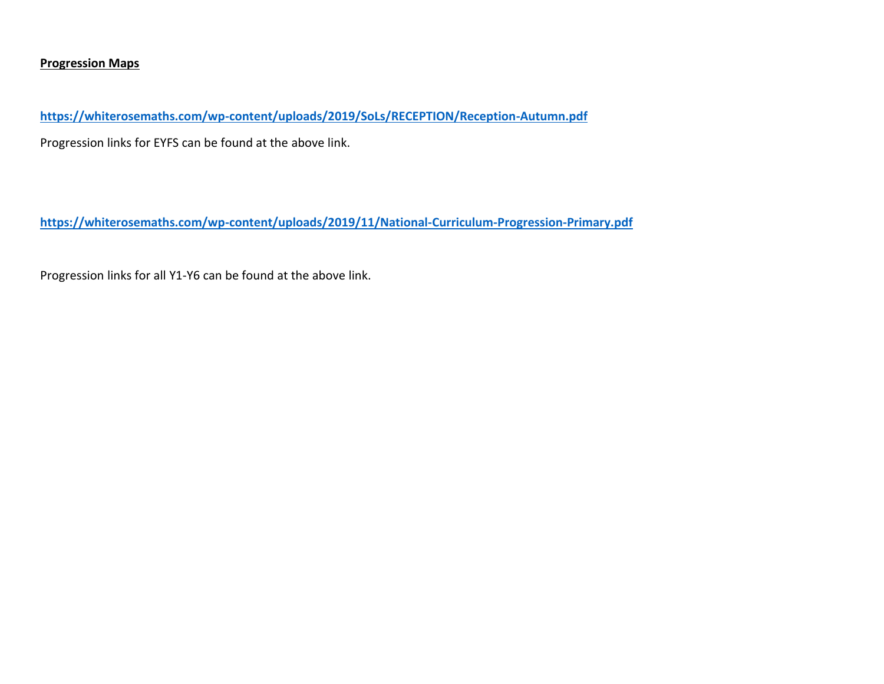**Progression Maps**

**https://whiterosemaths.com/wp-content/uploads/2019/SoLs/RECEPTION/Reception-Autumn.pdf**

Progression links for EYFS can be found at the above link.

**https://whiterosemaths.com/wp-content/uploads/2019/11/National-Curriculum-Progression-Primary.pdf**

Progression links for all Y1-Y6 can be found at the above link.